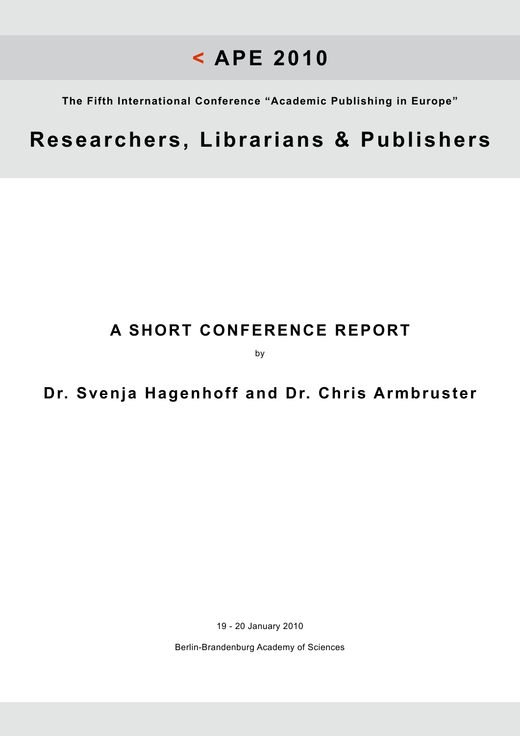# < APE 2010

**The Fifth International Conference "Academic Publishing in Europe"**

# Researchers, Librarians & Publishers

## A SHORT CONFERENCE REPORT

by

### Dr. Svenja Hagenhoff and Dr. Chris Armbruster

19 - 20 January 2010

Berlin-Brandenburg Academy of Sciences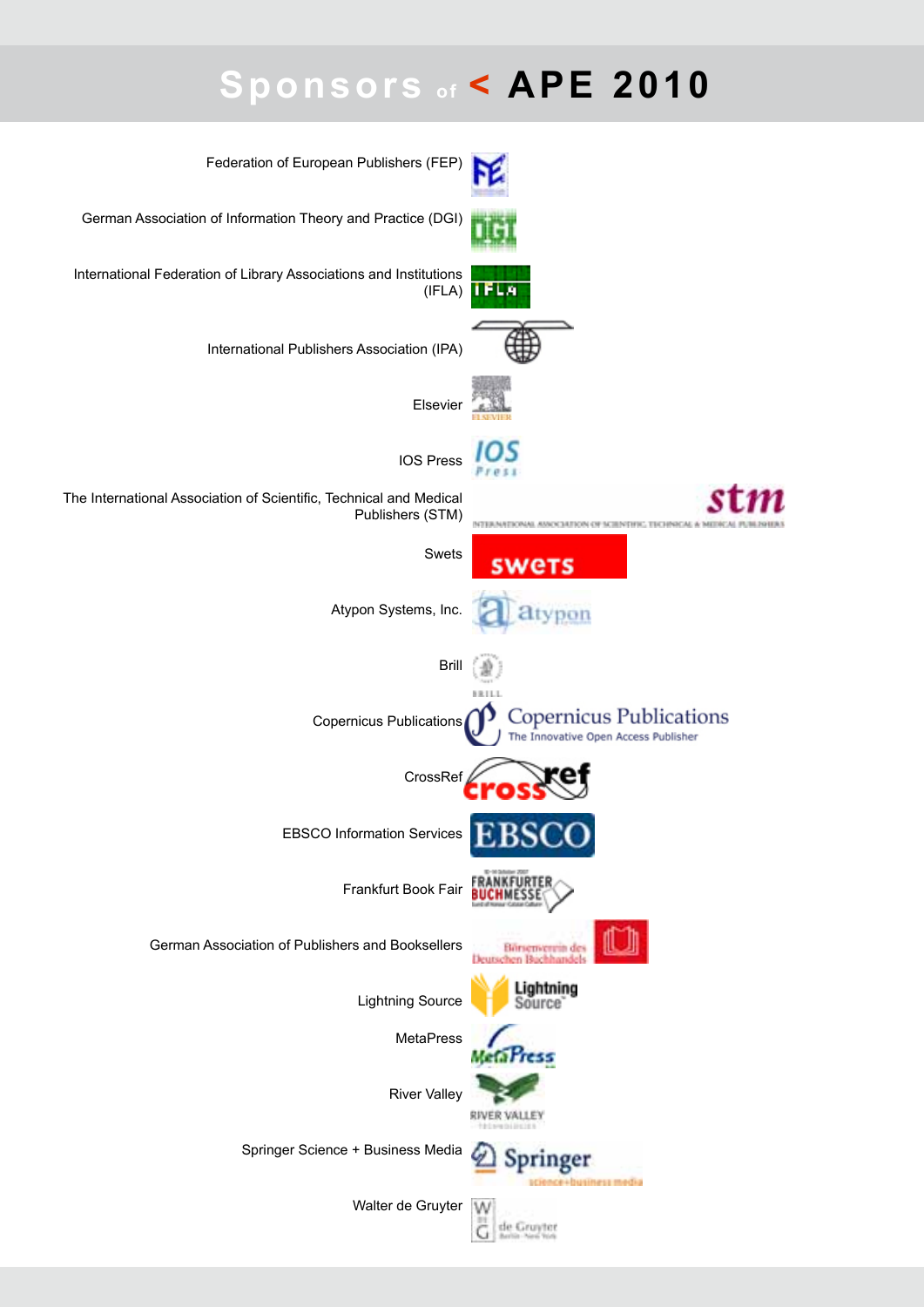# Sponsors of < APE 2010

Federation of European Publishers (FEP)

German Association of Information Theory and Practice (DGI)

International Federation of Library Associations and Institutions (IFLA)

International Publishers Association (IPA)

Elsevier

IOS Press

The International Association of Scientific, Technical and Medical Publishers (STM)

Swets

Atypon Systems, Inc.

Brill

Copernicus Publications

CrossRef

EBSCO Information Services

Frankfurt Book Fair

German Association of Publishers and Booksellers

Lightning Source

MetaPress

River Valley

Springer Science + Business Media

Walter de Gruyter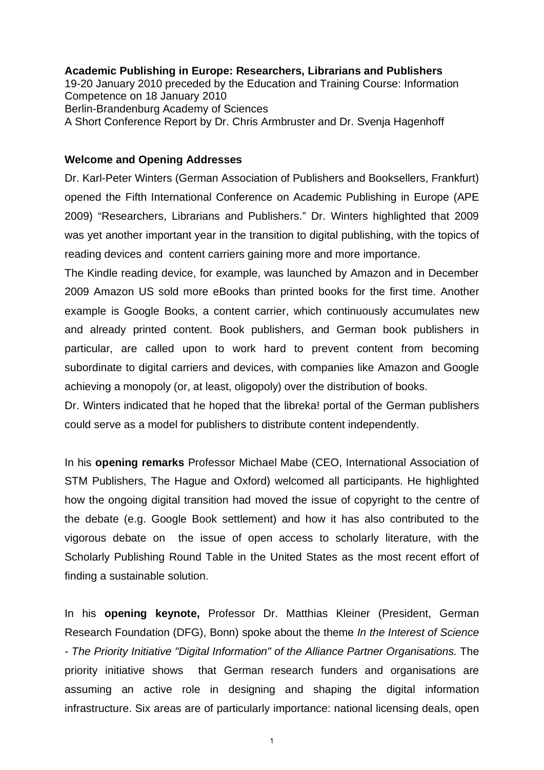**Academic Publishing in Europe: Researchers, Librarians and Publishers**
19-20 January 2010 preceded by the Education and Training Course: Information Competence on 18 January 2010
Berlin-Brandenburg Academy of Sciences
A Short Conference Report by Dr. Chris Armbruster and Dr. Svenja Hagenhoff

**Welcome and Opening Addresses**

Dr. Karl-Peter Winters (German Association of Publishers and Booksellers, Frankfurt) opened the Fifth International Conference on Academic Publishing in Europe (APE 2009) "Researchers, Librarians and Publishers." Dr. Winters highlighted that 2009 was yet another important year in the transition to digital publishing, with the topics of reading devices and content carriers gaining more and more importance.

The Kindle reading device, for example, was launched by Amazon and in December 2009 Amazon US sold more eBooks than printed books for the first time. Another example is Google Books, a content carrier, which continuously accumulates new and already printed content. Book publishers, and German book publishers in particular, are called upon to work hard to prevent content from becoming subordinate to digital carriers and devices, with companies like Amazon and Google achieving a monopoly (or, at least, oligopoly) over the distribution of books.

Dr. Winters indicated that he hoped that the libreka! portal of the German publishers could serve as a model for publishers to distribute content independently.

In his **opening remarks** Professor Michael Mabe (CEO, International Association of STM Publishers, The Hague and Oxford) welcomed all participants. He highlighted how the ongoing digital transition had moved the issue of copyright to the centre of the debate (e.g. Google Book settlement) and how it has also contributed to the vigorous debate on the issue of open access to scholarly literature, with the Scholarly Publishing Round Table in the United States as the most recent effort of finding a sustainable solution.

In his **opening keynote,** Professor Dr. Matthias Kleiner (President, German Research Foundation (DFG), Bonn) spoke about the theme *In the Interest of Science - The Priority Initiative "Digital Information" of the Alliance Partner Organisations.* The priority initiative shows that German research funders and organisations are assuming an active role in designing and shaping the digital information infrastructure. Six areas are of particularly importance: national licensing deals, open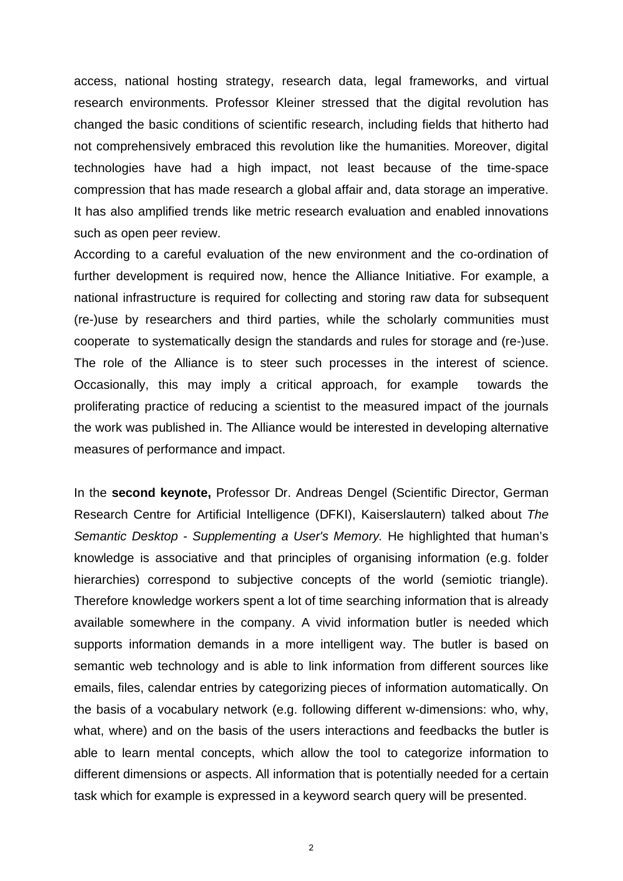access, national hosting strategy, research data, legal frameworks, and virtual research environments. Professor Kleiner stressed that the digital revolution has changed the basic conditions of scientific research, including fields that hitherto had not comprehensively embraced this revolution like the humanities. Moreover, digital technologies have had a high impact, not least because of the time-space compression that has made research a global affair and, data storage an imperative. It has also amplified trends like metric research evaluation and enabled innovations such as open peer review.

According to a careful evaluation of the new environment and the co-ordination of further development is required now, hence the Alliance Initiative. For example, a national infrastructure is required for collecting and storing raw data for subsequent (re-)use by researchers and third parties, while the scholarly communities must cooperate to systematically design the standards and rules for storage and (re-)use. The role of the Alliance is to steer such processes in the interest of science. Occasionally, this may imply a critical approach, for example towards the proliferating practice of reducing a scientist to the measured impact of the journals the work was published in. The Alliance would be interested in developing alternative measures of performance and impact.

In the **second keynote,** Professor Dr. Andreas Dengel (Scientific Director, German Research Centre for Artificial Intelligence (DFKI), Kaiserslautern) talked about *The Semantic Desktop - Supplementing a User's Memory.* He highlighted that human's knowledge is associative and that principles of organising information (e.g. folder hierarchies) correspond to subjective concepts of the world (semiotic triangle). Therefore knowledge workers spent a lot of time searching information that is already available somewhere in the company. A vivid information butler is needed which supports information demands in a more intelligent way. The butler is based on semantic web technology and is able to link information from different sources like emails, files, calendar entries by categorizing pieces of information automatically. On the basis of a vocabulary network (e.g. following different w-dimensions: who, why, what, where) and on the basis of the users interactions and feedbacks the butler is able to learn mental concepts, which allow the tool to categorize information to different dimensions or aspects. All information that is potentially needed for a certain task which for example is expressed in a keyword search query will be presented.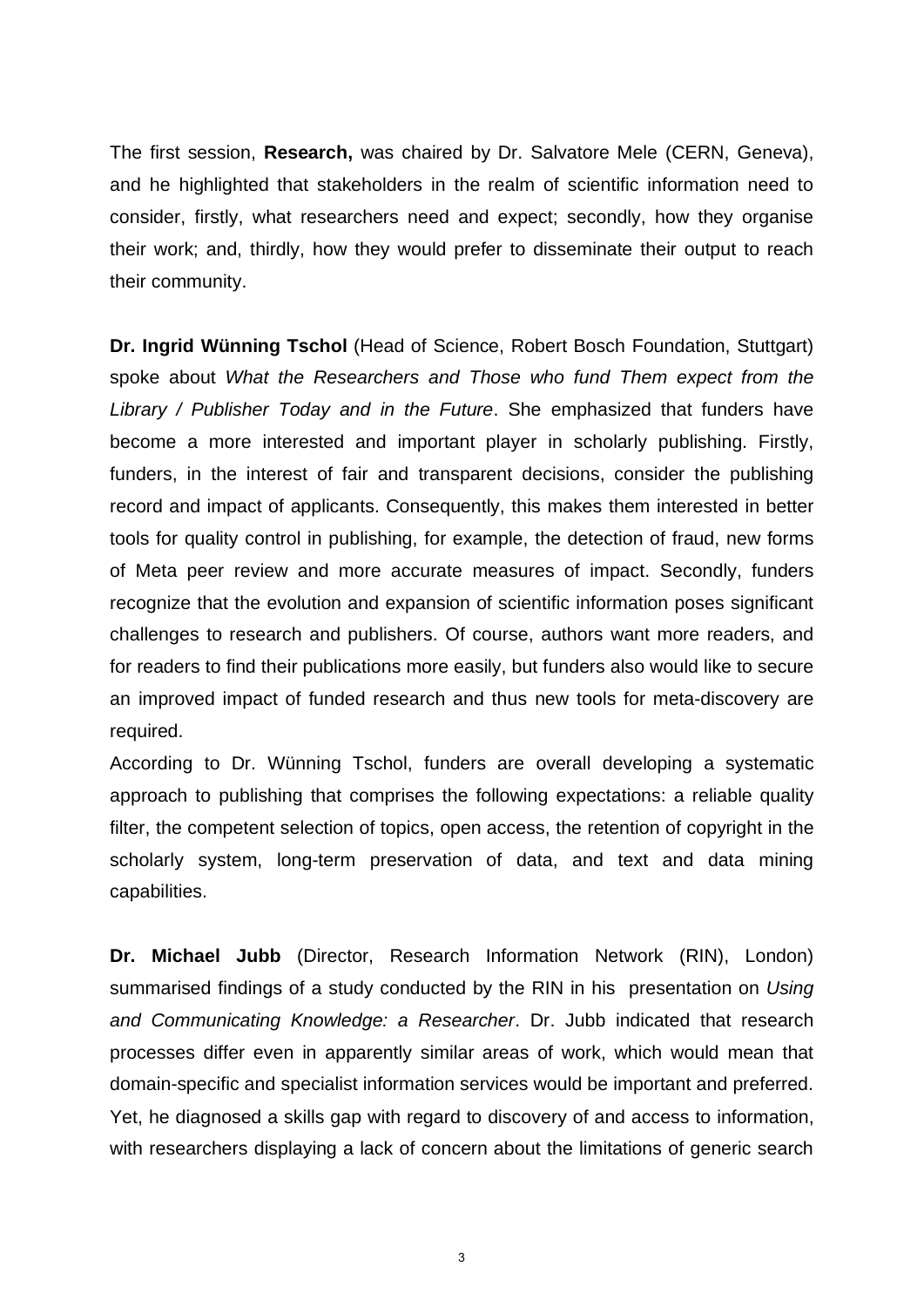The first session, **Research,** was chaired by Dr. Salvatore Mele (CERN, Geneva), and he highlighted that stakeholders in the realm of scientific information need to consider, firstly, what researchers need and expect; secondly, how they organise their work; and, thirdly, how they would prefer to disseminate their output to reach their community.

**Dr. Ingrid Wünning Tschol** (Head of Science, Robert Bosch Foundation, Stuttgart) spoke about *What the Researchers and Those who fund Them expect from the Library / Publisher Today and in the Future*. She emphasized that funders have become a more interested and important player in scholarly publishing. Firstly, funders, in the interest of fair and transparent decisions, consider the publishing record and impact of applicants. Consequently, this makes them interested in better tools for quality control in publishing, for example, the detection of fraud, new forms of Meta peer review and more accurate measures of impact. Secondly, funders recognize that the evolution and expansion of scientific information poses significant challenges to research and publishers. Of course, authors want more readers, and for readers to find their publications more easily, but funders also would like to secure an improved impact of funded research and thus new tools for meta-discovery are required.

According to Dr. Wünning Tschol, funders are overall developing a systematic approach to publishing that comprises the following expectations: a reliable quality filter, the competent selection of topics, open access, the retention of copyright in the scholarly system, long-term preservation of data, and text and data mining capabilities.

**Dr. Michael Jubb** (Director, Research Information Network (RIN), London) summarised findings of a study conducted by the RIN in his presentation on *Using and Communicating Knowledge: a Researcher*. Dr. Jubb indicated that research processes differ even in apparently similar areas of work, which would mean that domain-specific and specialist information services would be important and preferred. Yet, he diagnosed a skills gap with regard to discovery of and access to information, with researchers displaying a lack of concern about the limitations of generic search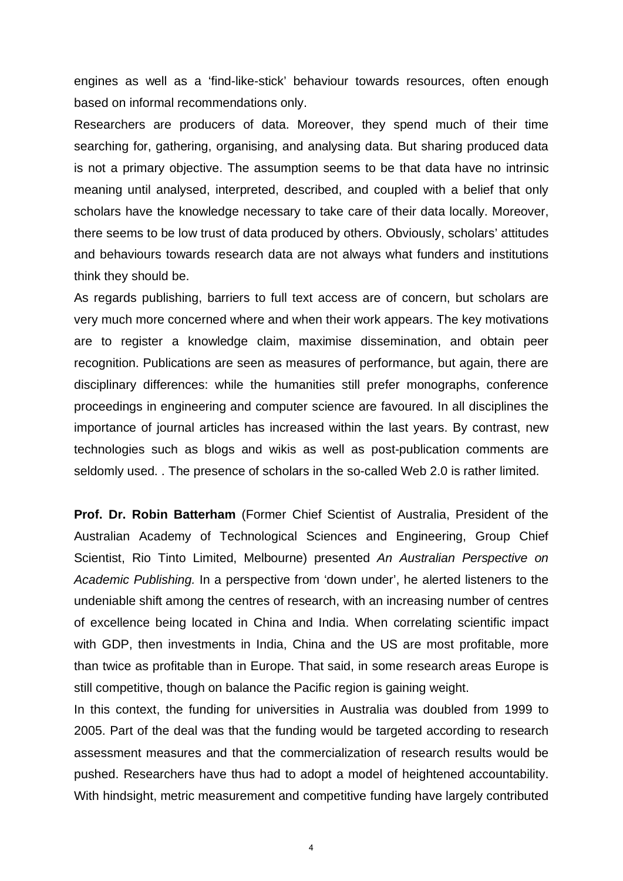engines as well as a 'find-like-stick' behaviour towards resources, often enough based on informal recommendations only.

Researchers are producers of data. Moreover, they spend much of their time searching for, gathering, organising, and analysing data. But sharing produced data is not a primary objective. The assumption seems to be that data have no intrinsic meaning until analysed, interpreted, described, and coupled with a belief that only scholars have the knowledge necessary to take care of their data locally. Moreover, there seems to be low trust of data produced by others. Obviously, scholars' attitudes and behaviours towards research data are not always what funders and institutions think they should be.

As regards publishing, barriers to full text access are of concern, but scholars are very much more concerned where and when their work appears. The key motivations are to register a knowledge claim, maximise dissemination, and obtain peer recognition. Publications are seen as measures of performance, but again, there are disciplinary differences: while the humanities still prefer monographs, conference proceedings in engineering and computer science are favoured. In all disciplines the importance of journal articles has increased within the last years. By contrast, new technologies such as blogs and wikis as well as post-publication comments are seldomly used. . The presence of scholars in the so-called Web 2.0 is rather limited.

**Prof. Dr. Robin Batterham** (Former Chief Scientist of Australia, President of the Australian Academy of Technological Sciences and Engineering, Group Chief Scientist, Rio Tinto Limited, Melbourne) presented *An Australian Perspective on Academic Publishing.* In a perspective from 'down under', he alerted listeners to the undeniable shift among the centres of research, with an increasing number of centres of excellence being located in China and India. When correlating scientific impact with GDP, then investments in India, China and the US are most profitable, more than twice as profitable than in Europe. That said, in some research areas Europe is still competitive, though on balance the Pacific region is gaining weight.

In this context, the funding for universities in Australia was doubled from 1999 to 2005. Part of the deal was that the funding would be targeted according to research assessment measures and that the commercialization of research results would be pushed. Researchers have thus had to adopt a model of heightened accountability. With hindsight, metric measurement and competitive funding have largely contributed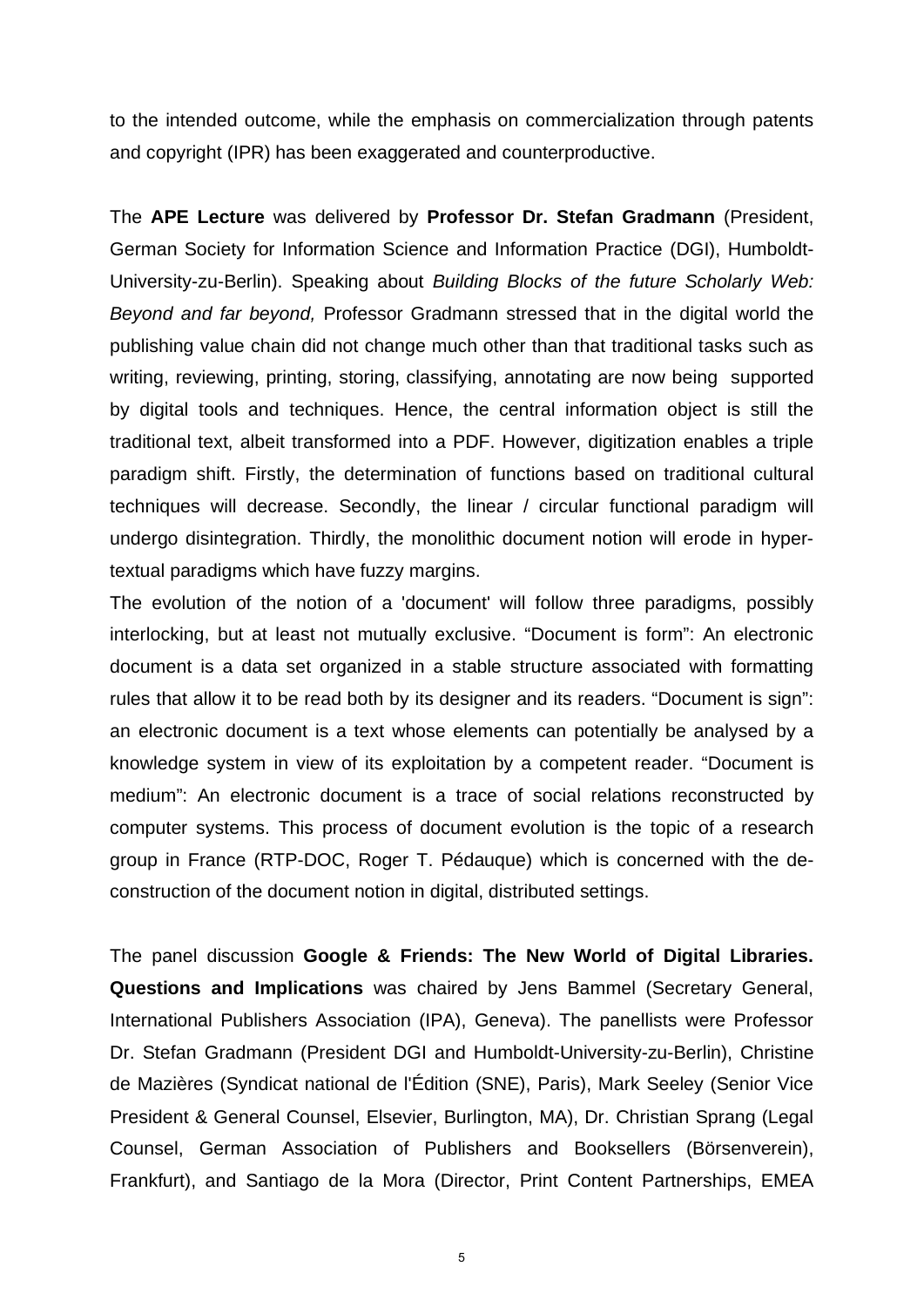to the intended outcome, while the emphasis on commercialization through patents and copyright (IPR) has been exaggerated and counterproductive.

The **APE Lecture** was delivered by **Professor Dr. Stefan Gradmann** (President, German Society for Information Science and Information Practice (DGI), Humboldt-University-zu-Berlin). Speaking about *Building Blocks of the future Scholarly Web: Beyond and far beyond,* Professor Gradmann stressed that in the digital world the publishing value chain did not change much other than that traditional tasks such as writing, reviewing, printing, storing, classifying, annotating are now being supported by digital tools and techniques. Hence, the central information object is still the traditional text, albeit transformed into a PDF. However, digitization enables a triple paradigm shift. Firstly, the determination of functions based on traditional cultural techniques will decrease. Secondly, the linear / circular functional paradigm will undergo disintegration. Thirdly, the monolithic document notion will erode in hyper-textual paradigms which have fuzzy margins.

The evolution of the notion of a 'document' will follow three paradigms, possibly interlocking, but at least not mutually exclusive. “Document is form”: An electronic document is a data set organized in a stable structure associated with formatting rules that allow it to be read both by its designer and its readers. “Document is sign”: an electronic document is a text whose elements can potentially be analysed by a knowledge system in view of its exploitation by a competent reader. “Document is medium”: An electronic document is a trace of social relations reconstructed by computer systems. This process of document evolution is the topic of a research group in France (RTP-DOC, Roger T. Pédauque) which is concerned with the de-construction of the document notion in digital, distributed settings.

The panel discussion **Google & Friends: The New World of Digital Libraries. Questions and Implications** was chaired by Jens Bammel (Secretary General, International Publishers Association (IPA), Geneva). The panellists were Professor Dr. Stefan Gradmann (President DGI and Humboldt-University-zu-Berlin), Christine de Mazières (Syndicat national de l'Édition (SNE), Paris), Mark Seeley (Senior Vice President & General Counsel, Elsevier, Burlington, MA), Dr. Christian Sprang (Legal Counsel, German Association of Publishers and Booksellers (Börsenverein), Frankfurt), and Santiago de la Mora (Director, Print Content Partnerships, EMEA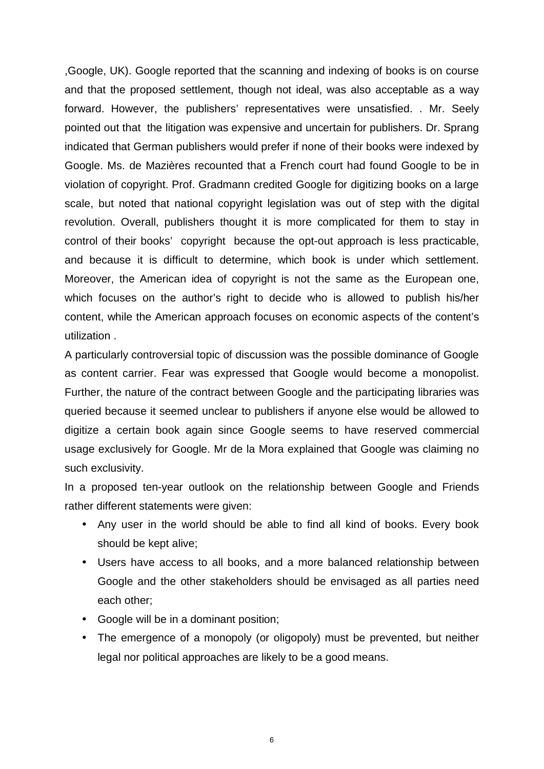,Google, UK). Google reported that the scanning and indexing of books is on course and that the proposed settlement, though not ideal, was also acceptable as a way forward. However, the publishers' representatives were unsatisfied. . Mr. Seely pointed out that the litigation was expensive and uncertain for publishers. Dr. Sprang indicated that German publishers would prefer if none of their books were indexed by Google. Ms. de Mazières recounted that a French court had found Google to be in violation of copyright. Prof. Gradmann credited Google for digitizing books on a large scale, but noted that national copyright legislation was out of step with the digital revolution. Overall, publishers thought it is more complicated for them to stay in control of their books' copyright because the opt-out approach is less practicable, and because it is difficult to determine, which book is under which settlement. Moreover, the American idea of copyright is not the same as the European one, which focuses on the author's right to decide who is allowed to publish his/her content, while the American approach focuses on economic aspects of the content's utilization .

A particularly controversial topic of discussion was the possible dominance of Google as content carrier. Fear was expressed that Google would become a monopolist. Further, the nature of the contract between Google and the participating libraries was queried because it seemed unclear to publishers if anyone else would be allowed to digitize a certain book again since Google seems to have reserved commercial usage exclusively for Google. Mr de la Mora explained that Google was claiming no such exclusivity.

In a proposed ten-year outlook on the relationship between Google and Friends rather different statements were given:

- Any user in the world should be able to find all kind of books. Every book should be kept alive;
- Users have access to all books, and a more balanced relationship between Google and the other stakeholders should be envisaged as all parties need each other;
- Google will be in a dominant position;
- The emergence of a monopoly (or oligopoly) must be prevented, but neither legal nor political approaches are likely to be a good means.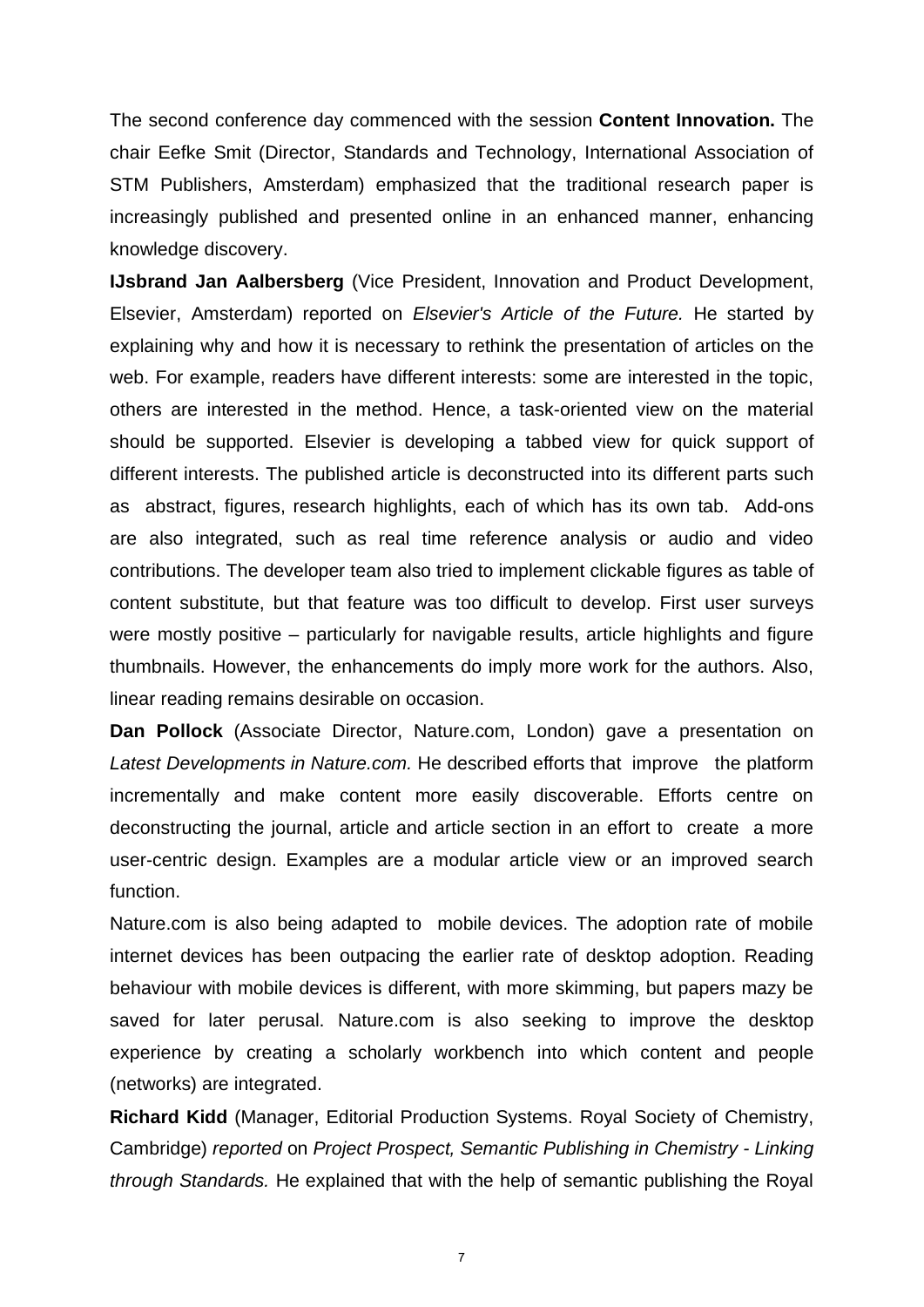The second conference day commenced with the session **Content Innovation.** The chair Eefke Smit (Director, Standards and Technology, International Association of STM Publishers, Amsterdam) emphasized that the traditional research paper is increasingly published and presented online in an enhanced manner, enhancing knowledge discovery.

**IJsbrand Jan Aalbersberg** (Vice President, Innovation and Product Development, Elsevier, Amsterdam) reported on *Elsevier's Article of the Future.* He started by explaining why and how it is necessary to rethink the presentation of articles on the web. For example, readers have different interests: some are interested in the topic, others are interested in the method. Hence, a task-oriented view on the material should be supported. Elsevier is developing a tabbed view for quick support of different interests. The published article is deconstructed into its different parts such as abstract, figures, research highlights, each of which has its own tab. Add-ons are also integrated, such as real time reference analysis or audio and video contributions. The developer team also tried to implement clickable figures as table of content substitute, but that feature was too difficult to develop. First user surveys were mostly positive – particularly for navigable results, article highlights and figure thumbnails. However, the enhancements do imply more work for the authors. Also, linear reading remains desirable on occasion.

**Dan Pollock** (Associate Director, Nature.com, London) gave a presentation on *Latest Developments in Nature.com.* He described efforts that improve the platform incrementally and make content more easily discoverable. Efforts centre on deconstructing the journal, article and article section in an effort to create a more user-centric design. Examples are a modular article view or an improved search function.

Nature.com is also being adapted to mobile devices. The adoption rate of mobile internet devices has been outpacing the earlier rate of desktop adoption. Reading behaviour with mobile devices is different, with more skimming, but papers mazy be saved for later perusal. Nature.com is also seeking to improve the desktop experience by creating a scholarly workbench into which content and people (networks) are integrated.

**Richard Kidd** (Manager, Editorial Production Systems. Royal Society of Chemistry, Cambridge) *reported* on *Project Prospect, Semantic Publishing in Chemistry - Linking through Standards.* He explained that with the help of semantic publishing the Royal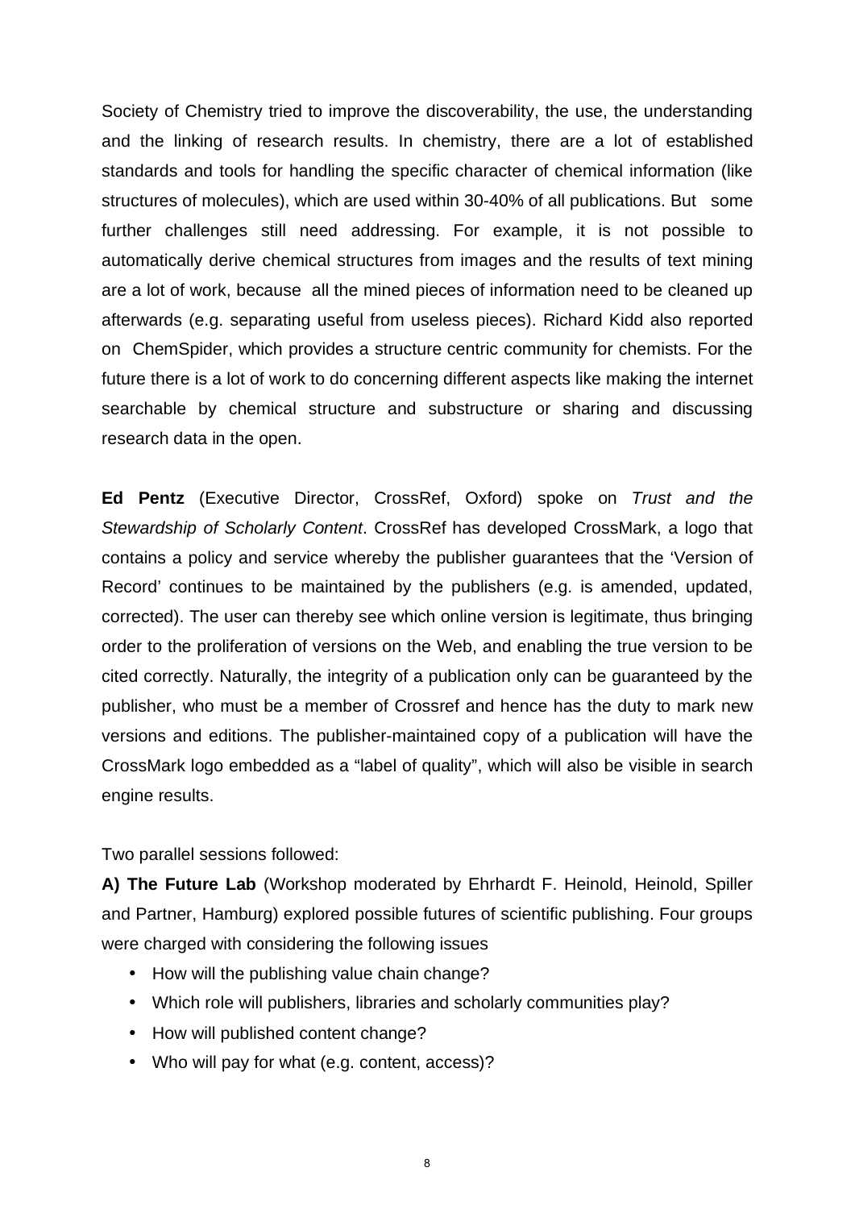Society of Chemistry tried to improve the discoverability, the use, the understanding and the linking of research results. In chemistry, there are a lot of established standards and tools for handling the specific character of chemical information (like structures of molecules), which are used within 30-40% of all publications. But some further challenges still need addressing. For example, it is not possible to automatically derive chemical structures from images and the results of text mining are a lot of work, because all the mined pieces of information need to be cleaned up afterwards (e.g. separating useful from useless pieces). Richard Kidd also reported on ChemSpider, which provides a structure centric community for chemists. For the future there is a lot of work to do concerning different aspects like making the internet searchable by chemical structure and substructure or sharing and discussing research data in the open.

**Ed Pentz** (Executive Director, CrossRef, Oxford) spoke on *Trust and the Stewardship of Scholarly Content*. CrossRef has developed CrossMark, a logo that contains a policy and service whereby the publisher guarantees that the 'Version of Record' continues to be maintained by the publishers (e.g. is amended, updated, corrected). The user can thereby see which online version is legitimate, thus bringing order to the proliferation of versions on the Web, and enabling the true version to be cited correctly. Naturally, the integrity of a publication only can be guaranteed by the publisher, who must be a member of Crossref and hence has the duty to mark new versions and editions. The publisher-maintained copy of a publication will have the CrossMark logo embedded as a "label of quality", which will also be visible in search engine results.

Two parallel sessions followed:

**A) The Future Lab** (Workshop moderated by Ehrhardt F. Heinold, Heinold, Spiller and Partner, Hamburg) explored possible futures of scientific publishing. Four groups were charged with considering the following issues

- How will the publishing value chain change?
- Which role will publishers, libraries and scholarly communities play?
- How will published content change?
- Who will pay for what (e.g. content, access)?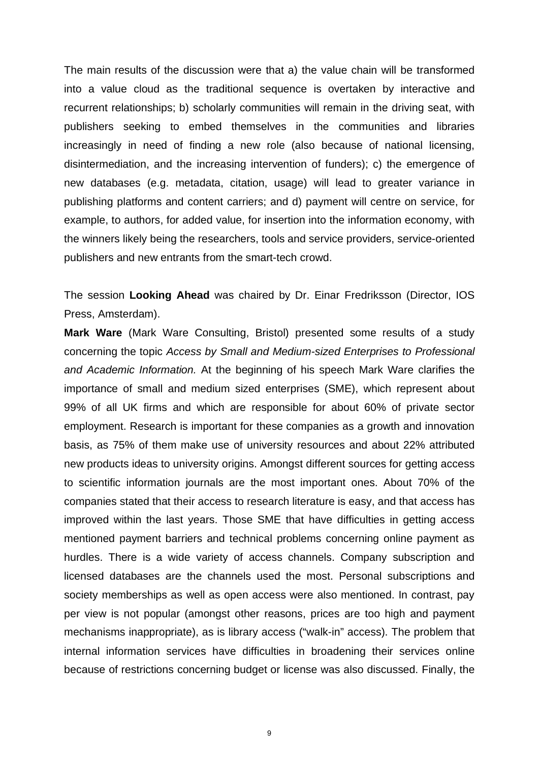The main results of the discussion were that a) the value chain will be transformed into a value cloud as the traditional sequence is overtaken by interactive and recurrent relationships; b) scholarly communities will remain in the driving seat, with publishers seeking to embed themselves in the communities and libraries increasingly in need of finding a new role (also because of national licensing, disintermediation, and the increasing intervention of funders); c) the emergence of new databases (e.g. metadata, citation, usage) will lead to greater variance in publishing platforms and content carriers; and d) payment will centre on service, for example, to authors, for added value, for insertion into the information economy, with the winners likely being the researchers, tools and service providers, service-oriented publishers and new entrants from the smart-tech crowd.

The session **Looking Ahead** was chaired by Dr. Einar Fredriksson (Director, IOS Press, Amsterdam).

**Mark Ware** (Mark Ware Consulting, Bristol) presented some results of a study concerning the topic *Access by Small and Medium-sized Enterprises to Professional and Academic Information.* At the beginning of his speech Mark Ware clarifies the importance of small and medium sized enterprises (SME), which represent about 99% of all UK firms and which are responsible for about 60% of private sector employment. Research is important for these companies as a growth and innovation basis, as 75% of them make use of university resources and about 22% attributed new products ideas to university origins. Amongst different sources for getting access to scientific information journals are the most important ones. About 70% of the companies stated that their access to research literature is easy, and that access has improved within the last years. Those SME that have difficulties in getting access mentioned payment barriers and technical problems concerning online payment as hurdles. There is a wide variety of access channels. Company subscription and licensed databases are the channels used the most. Personal subscriptions and society memberships as well as open access were also mentioned. In contrast, pay per view is not popular (amongst other reasons, prices are too high and payment mechanisms inappropriate), as is library access ("walk-in" access). The problem that internal information services have difficulties in broadening their services online because of restrictions concerning budget or license was also discussed. Finally, the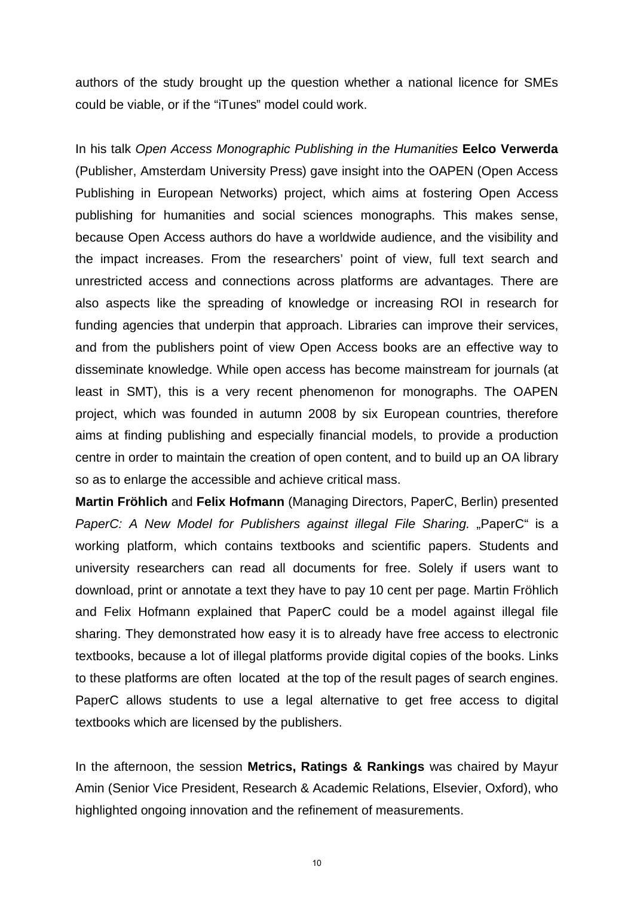authors of the study brought up the question whether a national licence for SMEs could be viable, or if the "iTunes" model could work.

In his talk *Open Access Monographic Publishing in the Humanities* **Eelco Verwerda** (Publisher, Amsterdam University Press) gave insight into the OAPEN (Open Access Publishing in European Networks) project, which aims at fostering Open Access publishing for humanities and social sciences monographs. This makes sense, because Open Access authors do have a worldwide audience, and the visibility and the impact increases. From the researchers' point of view, full text search and unrestricted access and connections across platforms are advantages. There are also aspects like the spreading of knowledge or increasing ROI in research for funding agencies that underpin that approach. Libraries can improve their services, and from the publishers point of view Open Access books are an effective way to disseminate knowledge. While open access has become mainstream for journals (at least in SMT), this is a very recent phenomenon for monographs. The OAPEN project, which was founded in autumn 2008 by six European countries, therefore aims at finding publishing and especially financial models, to provide a production centre in order to maintain the creation of open content, and to build up an OA library so as to enlarge the accessible and achieve critical mass.

**Martin Fröhlich** and **Felix Hofmann** (Managing Directors, PaperC, Berlin) presented *PaperC: A New Model for Publishers against illegal File Sharing.* „PaperC" is a working platform, which contains textbooks and scientific papers. Students and university researchers can read all documents for free. Solely if users want to download, print or annotate a text they have to pay 10 cent per page. Martin Fröhlich and Felix Hofmann explained that PaperC could be a model against illegal file sharing. They demonstrated how easy it is to already have free access to electronic textbooks, because a lot of illegal platforms provide digital copies of the books. Links to these platforms are often located at the top of the result pages of search engines. PaperC allows students to use a legal alternative to get free access to digital textbooks which are licensed by the publishers.

In the afternoon, the session **Metrics, Ratings & Rankings** was chaired by Mayur Amin (Senior Vice President, Research & Academic Relations, Elsevier, Oxford), who highlighted ongoing innovation and the refinement of measurements.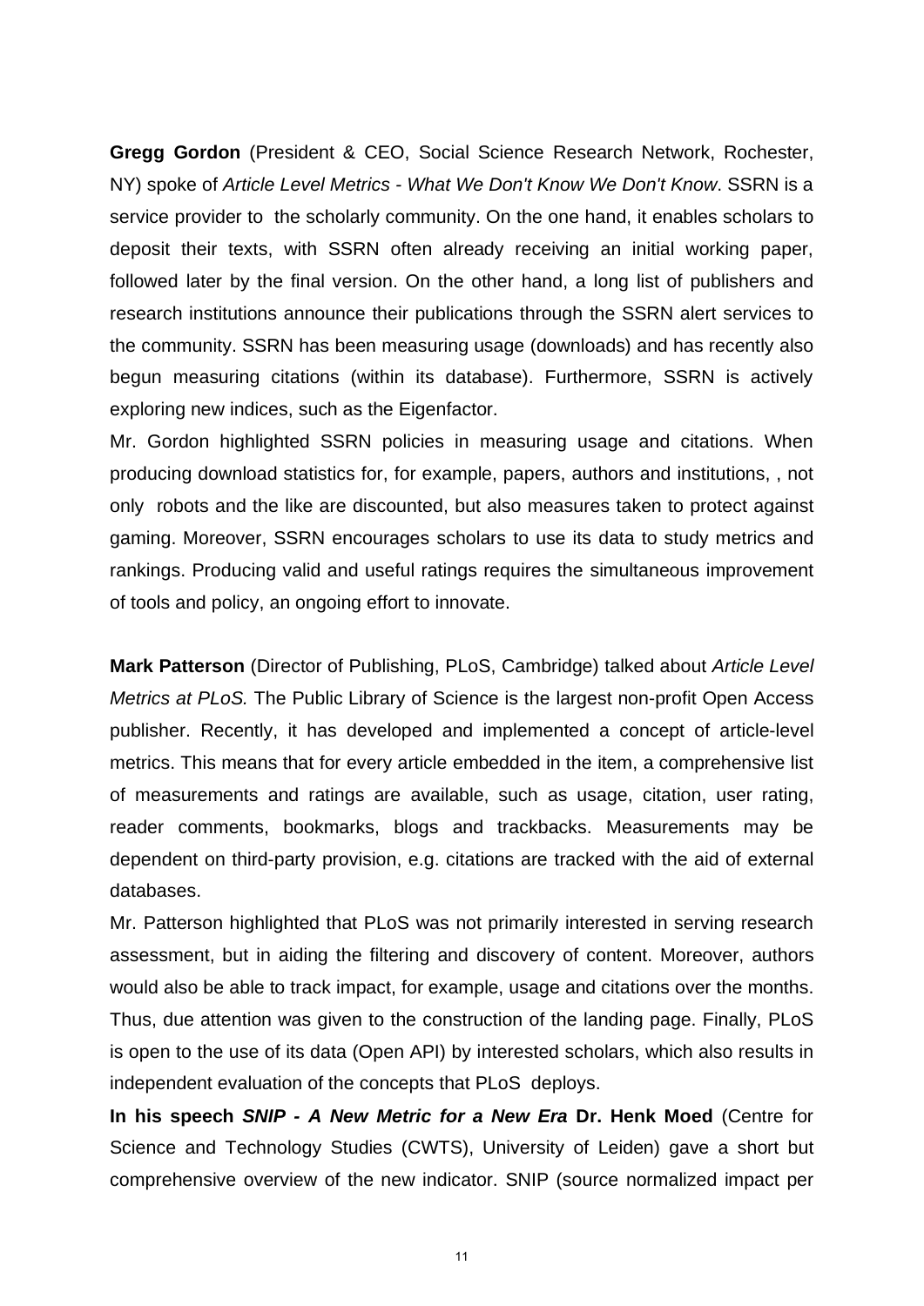**Gregg Gordon** (President & CEO, Social Science Research Network, Rochester, NY) spoke of *Article Level Metrics - What We Don't Know We Don't Know*. SSRN is a service provider to the scholarly community. On the one hand, it enables scholars to deposit their texts, with SSRN often already receiving an initial working paper, followed later by the final version. On the other hand, a long list of publishers and research institutions announce their publications through the SSRN alert services to the community. SSRN has been measuring usage (downloads) and has recently also begun measuring citations (within its database). Furthermore, SSRN is actively exploring new indices, such as the Eigenfactor.

Mr. Gordon highlighted SSRN policies in measuring usage and citations. When producing download statistics for, for example, papers, authors and institutions, , not only robots and the like are discounted, but also measures taken to protect against gaming. Moreover, SSRN encourages scholars to use its data to study metrics and rankings. Producing valid and useful ratings requires the simultaneous improvement of tools and policy, an ongoing effort to innovate.

**Mark Patterson** (Director of Publishing, PLoS, Cambridge) talked about *Article Level Metrics at PLoS.* The Public Library of Science is the largest non-profit Open Access publisher. Recently, it has developed and implemented a concept of article-level metrics. This means that for every article embedded in the item, a comprehensive list of measurements and ratings are available, such as usage, citation, user rating, reader comments, bookmarks, blogs and trackbacks. Measurements may be dependent on third-party provision, e.g. citations are tracked with the aid of external databases.

Mr. Patterson highlighted that PLoS was not primarily interested in serving research assessment, but in aiding the filtering and discovery of content. Moreover, authors would also be able to track impact, for example, usage and citations over the months. Thus, due attention was given to the construction of the landing page. Finally, PLoS is open to the use of its data (Open API) by interested scholars, which also results in independent evaluation of the concepts that PLoS deploys.

**In his speech *SNIP - A New Metric for a New Era* Dr. Henk Moed** (Centre for Science and Technology Studies (CWTS), University of Leiden) gave a short but comprehensive overview of the new indicator. SNIP (source normalized impact per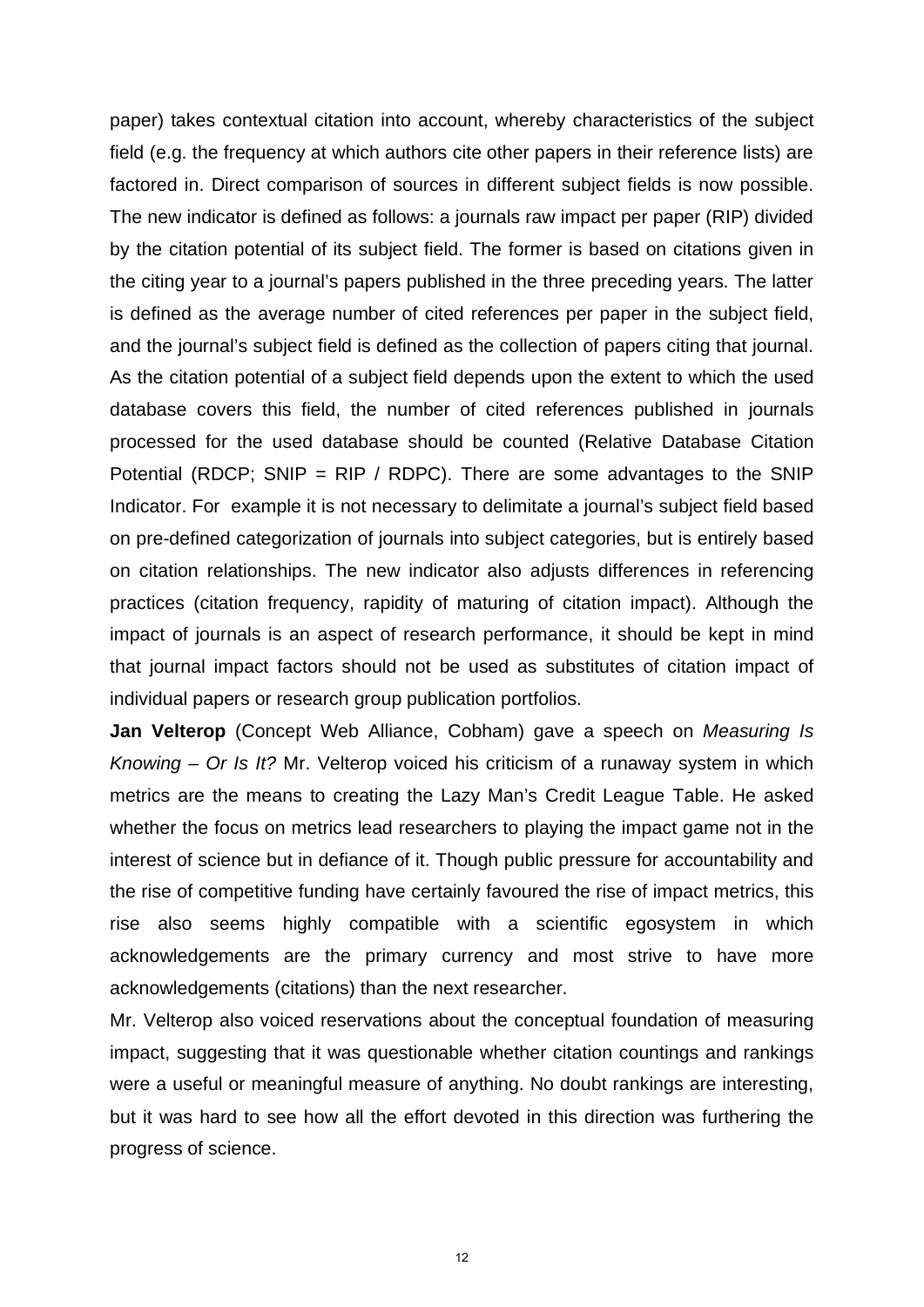paper) takes contextual citation into account, whereby characteristics of the subject field (e.g. the frequency at which authors cite other papers in their reference lists) are factored in. Direct comparison of sources in different subject fields is now possible. The new indicator is defined as follows: a journals raw impact per paper (RIP) divided by the citation potential of its subject field. The former is based on citations given in the citing year to a journal's papers published in the three preceding years. The latter is defined as the average number of cited references per paper in the subject field, and the journal's subject field is defined as the collection of papers citing that journal. As the citation potential of a subject field depends upon the extent to which the used database covers this field, the number of cited references published in journals processed for the used database should be counted (Relative Database Citation Potential (RDCP; SNIP = RIP / RDPC). There are some advantages to the SNIP Indicator. For example it is not necessary to delimitate a journal's subject field based on pre-defined categorization of journals into subject categories, but is entirely based on citation relationships. The new indicator also adjusts differences in referencing practices (citation frequency, rapidity of maturing of citation impact). Although the impact of journals is an aspect of research performance, it should be kept in mind that journal impact factors should not be used as substitutes of citation impact of individual papers or research group publication portfolios.

**Jan Velterop** (Concept Web Alliance, Cobham) gave a speech on *Measuring Is Knowing – Or Is It?* Mr. Velterop voiced his criticism of a runaway system in which metrics are the means to creating the Lazy Man's Credit League Table. He asked whether the focus on metrics lead researchers to playing the impact game not in the interest of science but in defiance of it. Though public pressure for accountability and the rise of competitive funding have certainly favoured the rise of impact metrics, this rise also seems highly compatible with a scientific egosystem in which acknowledgements are the primary currency and most strive to have more acknowledgements (citations) than the next researcher.

Mr. Velterop also voiced reservations about the conceptual foundation of measuring impact, suggesting that it was questionable whether citation countings and rankings were a useful or meaningful measure of anything. No doubt rankings are interesting, but it was hard to see how all the effort devoted in this direction was furthering the progress of science.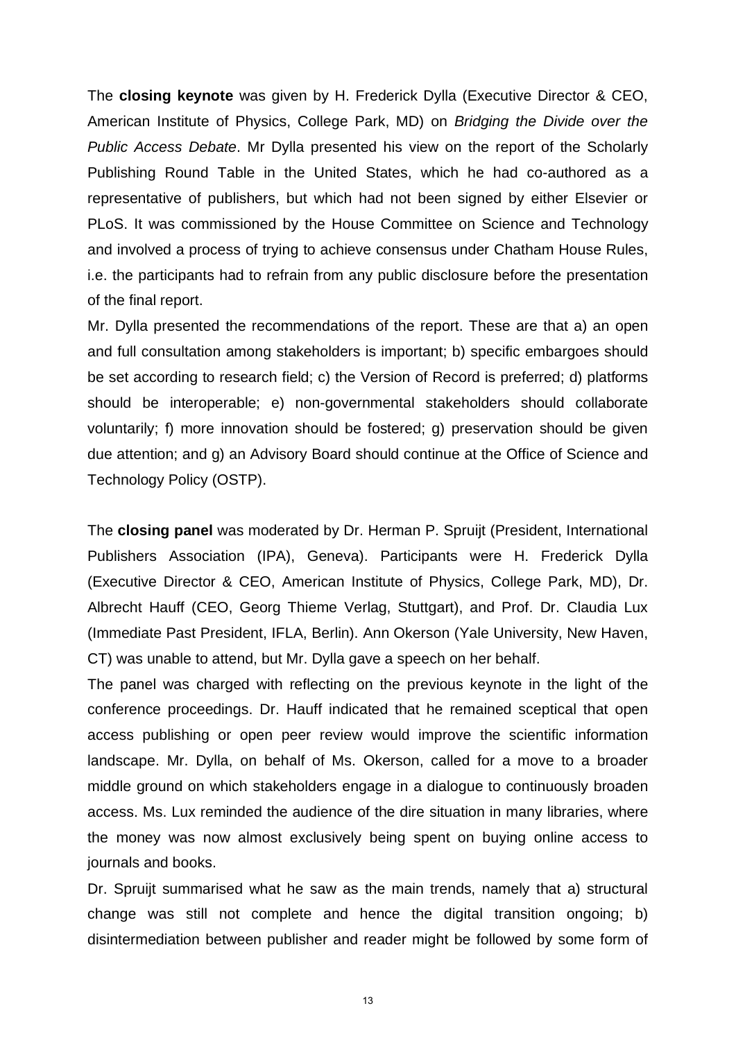The **closing keynote** was given by H. Frederick Dylla (Executive Director & CEO, American Institute of Physics, College Park, MD) on *Bridging the Divide over the Public Access Debate*. Mr Dylla presented his view on the report of the Scholarly Publishing Round Table in the United States, which he had co-authored as a representative of publishers, but which had not been signed by either Elsevier or PLoS. It was commissioned by the House Committee on Science and Technology and involved a process of trying to achieve consensus under Chatham House Rules, i.e. the participants had to refrain from any public disclosure before the presentation of the final report.

Mr. Dylla presented the recommendations of the report. These are that a) an open and full consultation among stakeholders is important; b) specific embargoes should be set according to research field; c) the Version of Record is preferred; d) platforms should be interoperable; e) non-governmental stakeholders should collaborate voluntarily; f) more innovation should be fostered; g) preservation should be given due attention; and g) an Advisory Board should continue at the Office of Science and Technology Policy (OSTP).

The **closing panel** was moderated by Dr. Herman P. Spruijt (President, International Publishers Association (IPA), Geneva). Participants were H. Frederick Dylla (Executive Director & CEO, American Institute of Physics, College Park, MD), Dr. Albrecht Hauff (CEO, Georg Thieme Verlag, Stuttgart), and Prof. Dr. Claudia Lux (Immediate Past President, IFLA, Berlin). Ann Okerson (Yale University, New Haven, CT) was unable to attend, but Mr. Dylla gave a speech on her behalf.

The panel was charged with reflecting on the previous keynote in the light of the conference proceedings. Dr. Hauff indicated that he remained sceptical that open access publishing or open peer review would improve the scientific information landscape. Mr. Dylla, on behalf of Ms. Okerson, called for a move to a broader middle ground on which stakeholders engage in a dialogue to continuously broaden access. Ms. Lux reminded the audience of the dire situation in many libraries, where the money was now almost exclusively being spent on buying online access to journals and books.

Dr. Spruijt summarised what he saw as the main trends, namely that a) structural change was still not complete and hence the digital transition ongoing; b) disintermediation between publisher and reader might be followed by some form of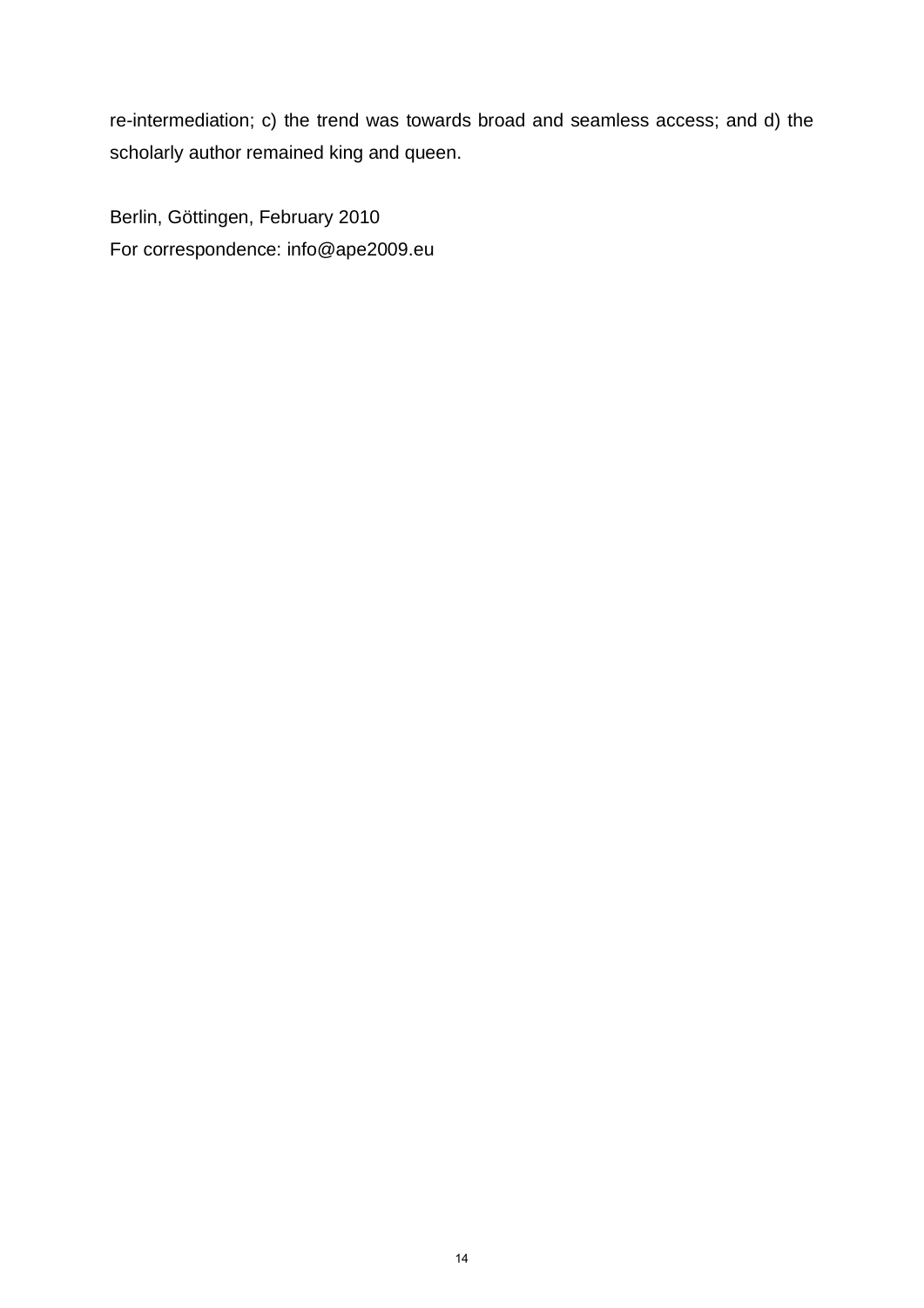re-intermediation; c) the trend was towards broad and seamless access; and d) the scholarly author remained king and queen.

Berlin, Göttingen, February 2010
For correspondence: info@ape2009.eu